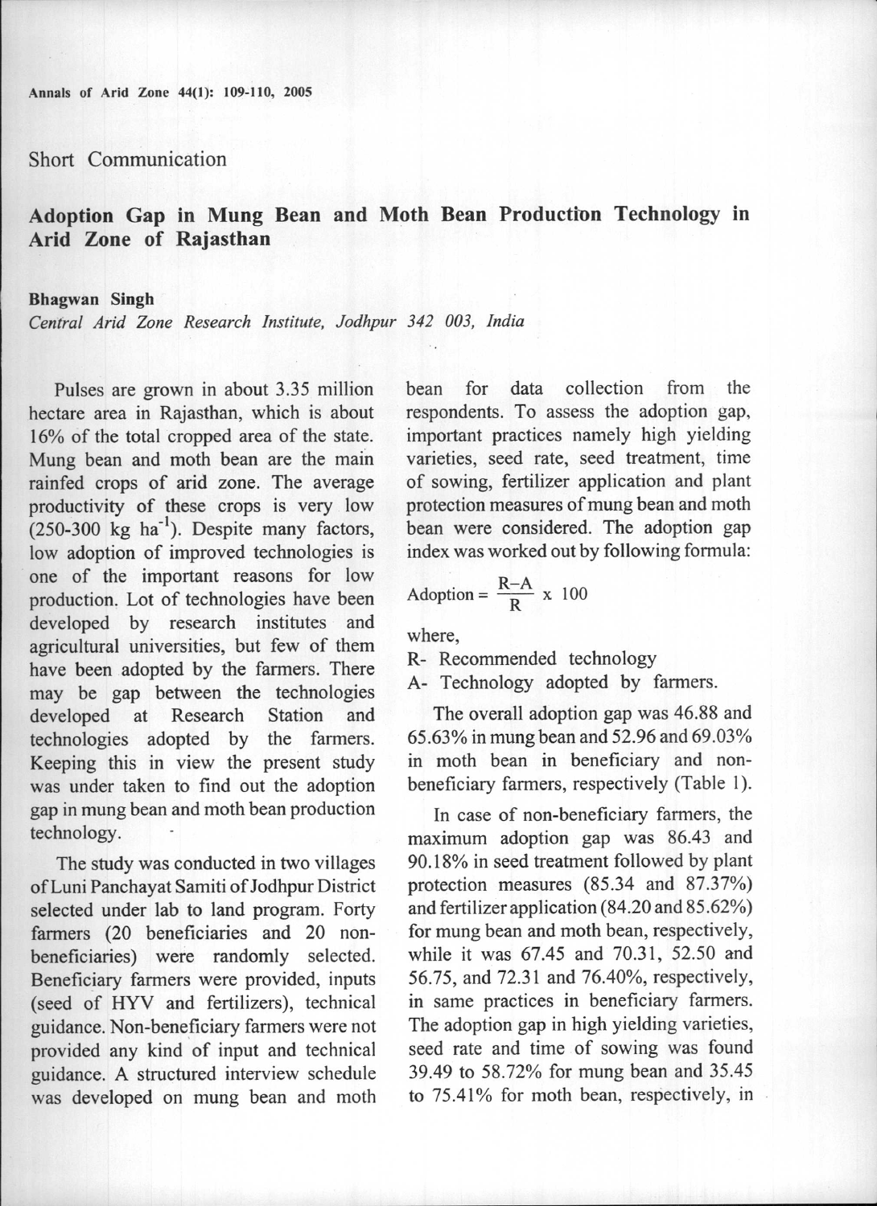Short Communication

# Adoption Gap in Mung Bean and Moth Bean Production Technology in Arid Zone of Rajasthan

**Bhagwan Singh**

*Central Arid Zone Research Institute, Jodhpur 342 003, India*

Pulses are grown in about 3.35 million hectare area in Rajasthan, which is about 16% of the total cropped area of the state. Mung bean and moth bean are the main rainfed crops of arid zone. The average productivity of these crops is very low (250-300 kg $ha^{-1}$). Despite many factors, low adoption of improved technologies is one of the important reasons for low production. Lot of technologies have been developed by research institutes and agricultural universities, but few of them have been adopted by the farmers. There may be gap between the technologies developed at Research Station and technologies adopted by the farmers. Keeping this in view the present study was under taken to find out the adoption gap in mung bean and moth bean production technology.

The study was conducted in two villages of Luni Panchayat Samiti of Jodhpur District selected under lab to land program. Forty farmers (20 beneficiaries and 20 non-beneficiaries) were randomly selected. Beneficiary farmers were provided, inputs (seed of HYV and fertilizers), technical guidance. Non-beneficiary farmers were not provided any kind of input and technical guidance. A structured interview schedule was developed on mung bean and moth bean for data collection from the respondents. To assess the adoption gap, important practices namely high yielding varieties, seed rate, seed treatment, time of sowing, fertilizer application and plant protection measures of mung bean and moth bean were considered. The adoption gap index was worked out by following formula:

$$\text{Adoption} = \frac{R-A}{R} \times 100$$

where,

R- Recommended technology

A- Technology adopted by farmers.

The overall adoption gap was 46.88 and 65.63% in mung bean and 52.96 and 69.03% in moth bean in beneficiary and non-beneficiary farmers, respectively (Table 1).

In case of non-beneficiary farmers, the maximum adoption gap was 86.43 and 90.18% in seed treatment followed by plant protection measures (85.34 and 87.37%) and fertilizer application (84.20 and 85.62%) for mung bean and moth bean, respectively, while it was 67.45 and 70.31, 52.50 and 56.75, and 72.31 and 76.40%, respectively, in same practices in beneficiary farmers. The adoption gap in high yielding varieties, seed rate and time of sowing was found 39.49 to 58.72% for mung bean and 35.45 to 75.41% for moth bean, respectively, in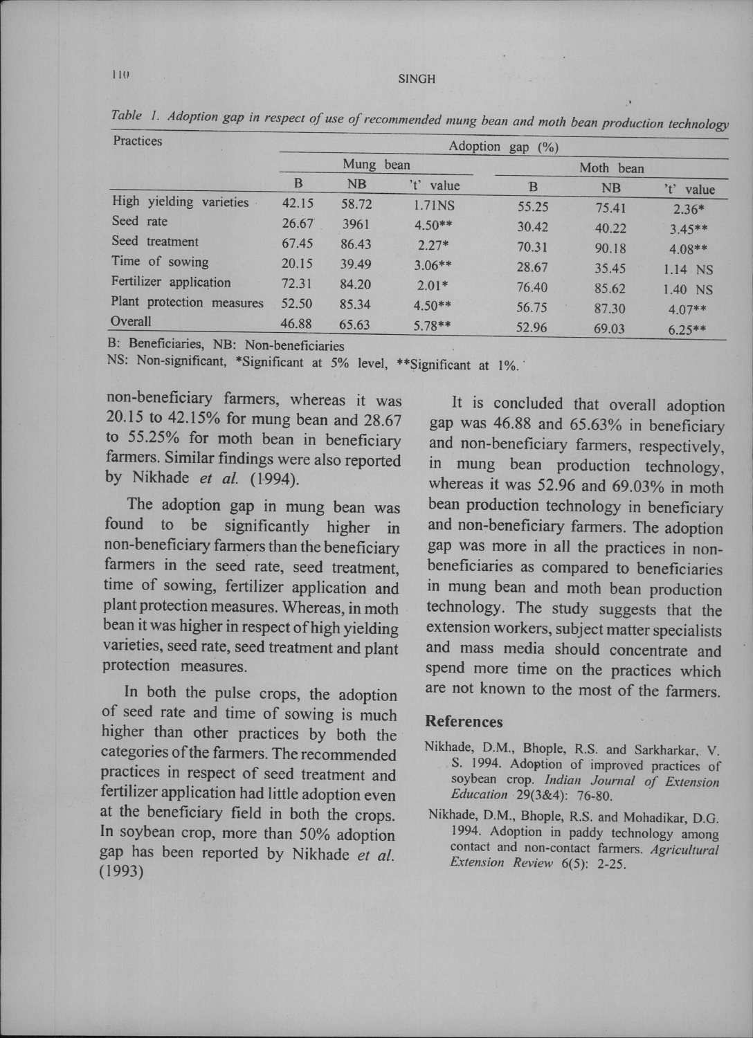*Table 1. Adoption gap in respect of use of recommended mung bean and moth bean production technology*

| Practices | Adoption gap (%) | | | | | |
|---|---|---|---|---|---|---|
| | Mung bean | | | Moth bean | | |
| | B | NB | 't' value | B | NB | 't' value |
| High yielding varieties | 42.15 | 58.72 | 1.71NS | 55.25 | 75.41 | 2.36* |
| Seed rate | 26.67 | 3961 | 4.50** | 30.42 | 40.22 | 3.45** |
| Seed treatment | 67.45 | 86.43 | 2.27* | 70.31 | 90.18 | 4.08** |
| Time of sowing | 20.15 | 39.49 | 3.06** | 28.67 | 35.45 | 1.14 NS |
| Fertilizer application | 72.31 | 84.20 | 2.01* | 76.40 | 85.62 | 1.40 NS |
| Plant protection measures | 52.50 | 85.34 | 4.50** | 56.75 | 87.30 | 4.07** |
| Overall | 46.88 | 65.63 | 5.78** | 52.96 | 69.03 | 6.25** |

B: Beneficiaries, NB: Non-beneficiaries

NS: Non-significant, *Significant at 5% level, **Significant at 1%.

non-beneficiary farmers, whereas it was 20.15 to 42.15% for mung bean and 28.67 to 55.25% for moth bean in beneficiary farmers. Similar findings were also reported by Nikhade *et al.* (1994).

The adoption gap in mung bean was found to be significantly higher in non-beneficiary farmers than the beneficiary farmers in the seed rate, seed treatment, time of sowing, fertilizer application and plant protection measures. Whereas, in moth bean it was higher in respect of high yielding varieties, seed rate, seed treatment and plant protection measures.

In both the pulse crops, the adoption of seed rate and time of sowing is much higher than other practices by both the categories of the farmers. The recommended practices in respect of seed treatment and fertilizer application had little adoption even at the beneficiary field in both the crops. In soybean crop, more than 50% adoption gap has been reported by Nikhade *et al.* (1993)

It is concluded that overall adoption gap was 46.88 and 65.63% in beneficiary and non-beneficiary farmers, respectively, in mung bean production technology, whereas it was 52.96 and 69.03% in moth bean production technology in beneficiary and non-beneficiary farmers. The adoption gap was more in all the practices in non-beneficiaries as compared to beneficiaries in mung bean and moth bean production technology. The study suggests that the extension workers, subject matter specialists and mass media should concentrate and spend more time on the practices which are not known to the most of the farmers.

## References

Nikhade, D.M., Bhople, R.S. and Sarkharkar, V. S. 1994. Adoption of improved practices of soybean crop. *Indian Journal of Extension Education* 29(3&4): 76-80.

Nikhade, D.M., Bhople, R.S. and Mohadikar, D.G. 1994. Adoption in paddy technology among contact and non-contact farmers. *Agricultural Extension Review* 6(5): 2-25.